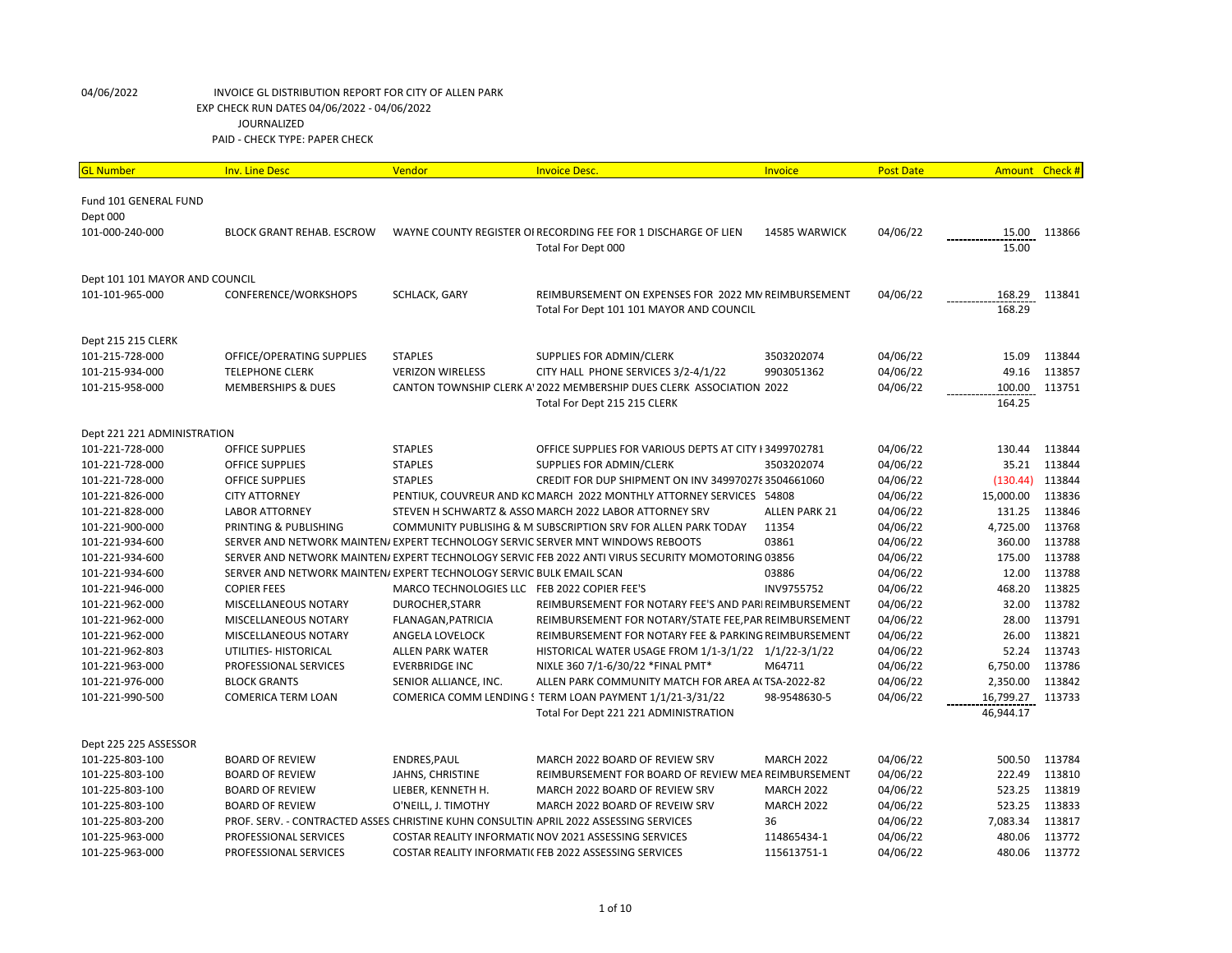04/06/2022 INVOICE GL DISTRIBUTION REPORT FOR CITY OF ALLEN PARK

EXP CHECK RUN DATES 04/06/2022 - 04/06/2022

JOURNALIZED

PAID - CHECK TYPE: PAPER CHECK

| GL Number | Inv. Line Desc | Vendor | Invoice Desc. | Invoice | Post Date | Amount | Check # |
|---|---|---|---|---|---|---|---|
| Fund 101 GENERAL FUND | | | | | | | |
| Dept 000 | | | | | | | |
| 101-000-240-000 | BLOCK GRANT REHAB. ESCROW | WAYNE COUNTY REGISTER OI | RECORDING FEE FOR 1 DISCHARGE OF LIEN | 14585 WARWICK | 04/06/22 | 15.00 | 113866 |
| | | | Total For Dept 000 | | | 15.00 | |
| Dept 101 101 MAYOR AND COUNCIL | | | | | | | |
| 101-101-965-000 | CONFERENCE/WORKSHOPS | SCHLACK, GARY | REIMBURSEMENT ON EXPENSES FOR 2022 MN | REIMBURSEMENT | 04/06/22 | 168.29 | 113841 |
| | | | Total For Dept 101 101 MAYOR AND COUNCIL | | | 168.29 | |
| Dept 215 215 CLERK | | | | | | | |
| 101-215-728-000 | OFFICE/OPERATING SUPPLIES | STAPLES | SUPPLIES FOR ADMIN/CLERK | 3503202074 | 04/06/22 | 15.09 | 113844 |
| 101-215-934-000 | TELEPHONE CLERK | VERIZON WIRELESS | CITY HALL PHONE SERVICES 3/2-4/1/22 | 9903051362 | 04/06/22 | 49.16 | 113857 |
| 101-215-958-000 | MEMBERSHIPS & DUES | CANTON TOWNSHIP CLERK A' | 2022 MEMBERSHIP DUES CLERK ASSOCIATION | 2022 | 04/06/22 | 100.00 | 113751 |
| | | | Total For Dept 215 215 CLERK | | | 164.25 | |
| Dept 221 221 ADMINISTRATION | | | | | | | |
| 101-221-728-000 | OFFICE SUPPLIES | STAPLES | OFFICE SUPPLIES FOR VARIOUS DEPTS AT CITY I | 3499702781 | 04/06/22 | 130.44 | 113844 |
| 101-221-728-000 | OFFICE SUPPLIES | STAPLES | SUPPLIES FOR ADMIN/CLERK | 3503202074 | 04/06/22 | 35.21 | 113844 |
| 101-221-728-000 | OFFICE SUPPLIES | STAPLES | CREDIT FOR DUP SHIPMENT ON INV 349970278 | 3504661060 | 04/06/22 | (130.44) | 113844 |
| 101-221-826-000 | CITY ATTORNEY | PENTIUK, COUVREUR AND KC | MARCH 2022 MONTHLY ATTORNEY SERVICES | 54808 | 04/06/22 | 15,000.00 | 113836 |
| 101-221-828-000 | LABOR ATTORNEY | STEVEN H SCHWARTZ & ASSO | MARCH 2022 LABOR ATTORNEY SRV | ALLEN PARK 21 | 04/06/22 | 131.25 | 113846 |
| 101-221-900-000 | PRINTING & PUBLISHING | COMMUNITY PUBLISIHG & M | SUBSCRIPTION SRV FOR ALLEN PARK TODAY | 11354 | 04/06/22 | 4,725.00 | 113768 |
| 101-221-934-600 | SERVER AND NETWORK MAINTEN/ | EXPERT TECHNOLOGY SERVIC | SERVER MNT WINDOWS REBOOTS | 03861 | 04/06/22 | 360.00 | 113788 |
| 101-221-934-600 | SERVER AND NETWORK MAINTEN/ | EXPERT TECHNOLOGY SERVIC | FEB 2022 ANTI VIRUS SECURITY MOMOTORING | 03856 | 04/06/22 | 175.00 | 113788 |
| 101-221-934-600 | SERVER AND NETWORK MAINTEN/ | EXPERT TECHNOLOGY SERVIC | BULK EMAIL SCAN | 03886 | 04/06/22 | 12.00 | 113788 |
| 101-221-946-000 | COPIER FEES | MARCO TECHNOLOGIES LLC | FEB 2022 COPIER FEE'S | INV9755752 | 04/06/22 | 468.20 | 113825 |
| 101-221-962-000 | MISCELLANEOUS NOTARY | DUROCHER,STARR | REIMBURSEMENT FOR NOTARY FEE'S AND PARI | REIMBURSEMENT | 04/06/22 | 32.00 | 113782 |
| 101-221-962-000 | MISCELLANEOUS NOTARY | FLANAGAN,PATRICIA | REIMBURSEMENT FOR NOTARY/STATE FEE,PAR | REIMBURSEMENT | 04/06/22 | 28.00 | 113791 |
| 101-221-962-000 | MISCELLANEOUS NOTARY | ANGELA LOVELOCK | REIMBURSEMENT FOR NOTARY FEE & PARKING | REIMBURSEMENT | 04/06/22 | 26.00 | 113821 |
| 101-221-962-803 | UTILITIES- HISTORICAL | ALLEN PARK WATER | HISTORICAL WATER USAGE FROM 1/1-3/1/22 | 1/1/22-3/1/22 | 04/06/22 | 52.24 | 113743 |
| 101-221-963-000 | PROFESSIONAL SERVICES | EVERBRIDGE INC | NIXLE 360 7/1-6/30/22 *FINAL PMT* | M64711 | 04/06/22 | 6,750.00 | 113786 |
| 101-221-976-000 | BLOCK GRANTS | SENIOR ALLIANCE, INC. | ALLEN PARK COMMUNITY MATCH FOR AREA A( | TSA-2022-82 | 04/06/22 | 2,350.00 | 113842 |
| 101-221-990-500 | COMERICA TERM LOAN | COMERICA COMM LENDING S | TERM LOAN PAYMENT 1/1/21-3/31/22 | 98-9548630-5 | 04/06/22 | 16,799.27 | 113733 |
| | | | Total For Dept 221 221 ADMINISTRATION | | | 46,944.17 | |
| Dept 225 225 ASSESSOR | | | | | | | |
| 101-225-803-100 | BOARD OF REVIEW | ENDRES,PAUL | MARCH 2022 BOARD OF REVIEW SRV | MARCH 2022 | 04/06/22 | 500.50 | 113784 |
| 101-225-803-100 | BOARD OF REVIEW | JAHNS, CHRISTINE | REIMBURSEMENT FOR BOARD OF REVIEW MEA | REIMBURSEMENT | 04/06/22 | 222.49 | 113810 |
| 101-225-803-100 | BOARD OF REVIEW | LIEBER, KENNETH H. | MARCH 2022 BOARD OF REVIEW SRV | MARCH 2022 | 04/06/22 | 523.25 | 113819 |
| 101-225-803-100 | BOARD OF REVIEW | O'NEILL, J. TIMOTHY | MARCH 2022 BOARD OF REVEIW SRV | MARCH 2022 | 04/06/22 | 523.25 | 113833 |
| 101-225-803-200 | PROF. SERV. - CONTRACTED ASSES | CHRISTINE KUHN CONSULTIN | APRIL 2022 ASSESSING SERVICES | 36 | 04/06/22 | 7,083.34 | 113817 |
| 101-225-963-000 | PROFESSIONAL SERVICES | COSTAR REALITY INFORMATI( | NOV 2021 ASSESSING SERVICES | 114865434-1 | 04/06/22 | 480.06 | 113772 |
| 101-225-963-000 | PROFESSIONAL SERVICES | COSTAR REALITY INFORMATI( | FEB 2022 ASSESSING SERVICES | 115613751-1 | 04/06/22 | 480.06 | 113772 |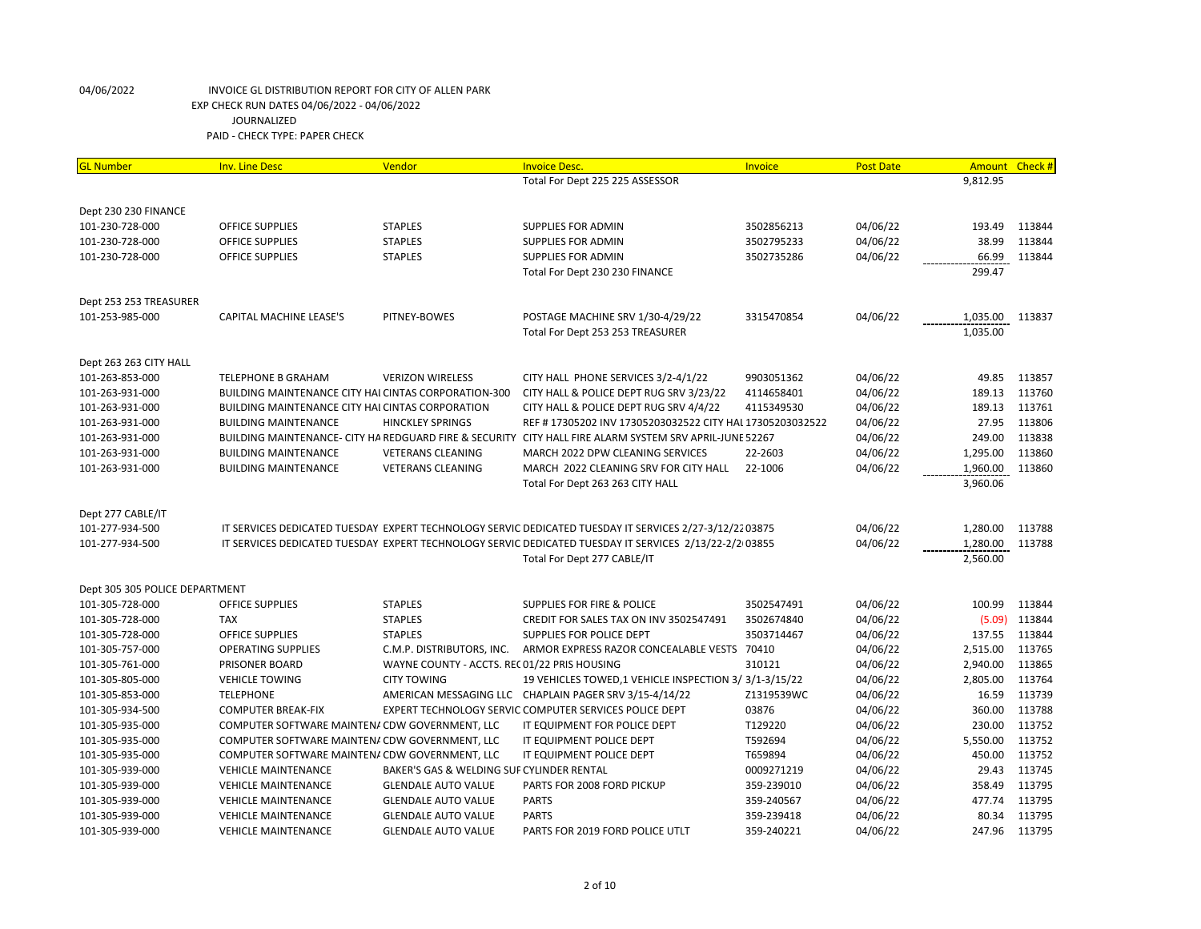04/06/2022 INVOICE GL DISTRIBUTION REPORT FOR CITY OF ALLEN PARK

EXP CHECK RUN DATES 04/06/2022 - 04/06/2022

JOURNALIZED

PAID - CHECK TYPE: PAPER CHECK

| GL Number | Inv. Line Desc | Vendor | Invoice Desc. | Invoice | Post Date | Amount | Check # |
|---|---|---|---|---|---|---|---|
| | | | Total For Dept 225 225 ASSESSOR | | | 9,812.95 | |
| Dept 230 230 FINANCE | | | | | | | |
| 101-230-728-000 | OFFICE SUPPLIES | STAPLES | SUPPLIES FOR ADMIN | 3502856213 | 04/06/22 | 193.49 | 113844 |
| 101-230-728-000 | OFFICE SUPPLIES | STAPLES | SUPPLIES FOR ADMIN | 3502795233 | 04/06/22 | 38.99 | 113844 |
| 101-230-728-000 | OFFICE SUPPLIES | STAPLES | SUPPLIES FOR ADMIN | 3502735286 | 04/06/22 | 66.99 | 113844 |
| | | | Total For Dept 230 230 FINANCE | | | 299.47 | |
| Dept 253 253 TREASURER | | | | | | | |
| 101-253-985-000 | CAPITAL MACHINE LEASE'S | PITNEY-BOWES | POSTAGE MACHINE SRV 1/30-4/29/22 | 3315470854 | 04/06/22 | 1,035.00 | 113837 |
| | | | Total For Dept 253 253 TREASURER | | | 1,035.00 | |
| Dept 263 263 CITY HALL | | | | | | | |
| 101-263-853-000 | TELEPHONE B GRAHAM | VERIZON WIRELESS | CITY HALL PHONE SERVICES 3/2-4/1/22 | 9903051362 | 04/06/22 | 49.85 | 113857 |
| 101-263-931-000 | BUILDING MAINTENANCE CITY HAI | CINTAS CORPORATION-300 | CITY HALL & POLICE DEPT RUG SRV 3/23/22 | 4114658401 | 04/06/22 | 189.13 | 113760 |
| 101-263-931-000 | BUILDING MAINTENANCE CITY HAI | CINTAS CORPORATION | CITY HALL & POLICE DEPT RUG SRV 4/4/22 | 4115349530 | 04/06/22 | 189.13 | 113761 |
| 101-263-931-000 | BUILDING MAINTENANCE | HINCKLEY SPRINGS | REF # 17305202 INV 17305203032522 CITY HAI | 17305203032522 | 04/06/22 | 27.95 | 113806 |
| 101-263-931-000 | BUILDING MAINTENANCE- CITY HA | REDGUARD FIRE & SECURITY | CITY HALL FIRE ALARM SYSTEM SRV APRIL-JUNE | 52267 | 04/06/22 | 249.00 | 113838 |
| 101-263-931-000 | BUILDING MAINTENANCE | VETERANS CLEANING | MARCH 2022 DPW CLEANING SERVICES | 22-2603 | 04/06/22 | 1,295.00 | 113860 |
| 101-263-931-000 | BUILDING MAINTENANCE | VETERANS CLEANING | MARCH 2022 CLEANING SRV FOR CITY HALL | 22-1006 | 04/06/22 | 1,960.00 | 113860 |
| | | | Total For Dept 263 263 CITY HALL | | | 3,960.06 | |
| Dept 277 CABLE/IT | | | | | | | |
| 101-277-934-500 | IT SERVICES DEDICATED TUESDAY | EXPERT TECHNOLOGY SERVIC | DEDICATED TUESDAY IT SERVICES 2/27-3/12/22 | 03875 | 04/06/22 | 1,280.00 | 113788 |
| 101-277-934-500 | IT SERVICES DEDICATED TUESDAY | EXPERT TECHNOLOGY SERVIC | DEDICATED TUESDAY IT SERVICES 2/13/22-2/2 | 03855 | 04/06/22 | 1,280.00 | 113788 |
| | | | Total For Dept 277 CABLE/IT | | | 2,560.00 | |
| Dept 305 305 POLICE DEPARTMENT | | | | | | | |
| 101-305-728-000 | OFFICE SUPPLIES | STAPLES | SUPPLIES FOR FIRE & POLICE | 3502547491 | 04/06/22 | 100.99 | 113844 |
| 101-305-728-000 | TAX | STAPLES | CREDIT FOR SALES TAX ON INV 3502547491 | 3502674840 | 04/06/22 | (5.09) | 113844 |
| 101-305-728-000 | OFFICE SUPPLIES | STAPLES | SUPPLIES FOR POLICE DEPT | 3503714467 | 04/06/22 | 137.55 | 113844 |
| 101-305-757-000 | OPERATING SUPPLIES | C.M.P. DISTRIBUTORS, INC. | ARMOR EXPRESS RAZOR CONCEALABLE VESTS | 70410 | 04/06/22 | 2,515.00 | 113765 |
| 101-305-761-000 | PRISONER BOARD | WAYNE COUNTY - ACCTS. REC | 01/22 PRIS HOUSING | 310121 | 04/06/22 | 2,940.00 | 113865 |
| 101-305-805-000 | VEHICLE TOWING | CITY TOWING | 19 VEHICLES TOWED,1 VEHICLE INSPECTION 3/ | 3/1-3/15/22 | 04/06/22 | 2,805.00 | 113764 |
| 101-305-853-000 | TELEPHONE | AMERICAN MESSAGING LLC | CHAPLAIN PAGER SRV 3/15-4/14/22 | Z1319539WC | 04/06/22 | 16.59 | 113739 |
| 101-305-934-500 | COMPUTER BREAK-FIX | EXPERT TECHNOLOGY SERVIC | COMPUTER SERVICES POLICE DEPT | 03876 | 04/06/22 | 360.00 | 113788 |
| 101-305-935-000 | COMPUTER SOFTWARE MAINTENA | CDW GOVERNMENT, LLC | IT EQUIPMENT FOR POLICE DEPT | T129220 | 04/06/22 | 230.00 | 113752 |
| 101-305-935-000 | COMPUTER SOFTWARE MAINTENA | CDW GOVERNMENT, LLC | IT EQUIPMENT POLICE DEPT | T592694 | 04/06/22 | 5,550.00 | 113752 |
| 101-305-935-000 | COMPUTER SOFTWARE MAINTENA | CDW GOVERNMENT, LLC | IT EQUIPMENT POLICE DEPT | T659894 | 04/06/22 | 450.00 | 113752 |
| 101-305-939-000 | VEHICLE MAINTENANCE | BAKER'S GAS & WELDING SUF | CYLINDER RENTAL | 0009271219 | 04/06/22 | 29.43 | 113745 |
| 101-305-939-000 | VEHICLE MAINTENANCE | GLENDALE AUTO VALUE | PARTS FOR 2008 FORD PICKUP | 359-239010 | 04/06/22 | 358.49 | 113795 |
| 101-305-939-000 | VEHICLE MAINTENANCE | GLENDALE AUTO VALUE | PARTS | 359-240567 | 04/06/22 | 477.74 | 113795 |
| 101-305-939-000 | VEHICLE MAINTENANCE | GLENDALE AUTO VALUE | PARTS | 359-239418 | 04/06/22 | 80.34 | 113795 |
| 101-305-939-000 | VEHICLE MAINTENANCE | GLENDALE AUTO VALUE | PARTS FOR 2019 FORD POLICE UTLT | 359-240221 | 04/06/22 | 247.96 | 113795 |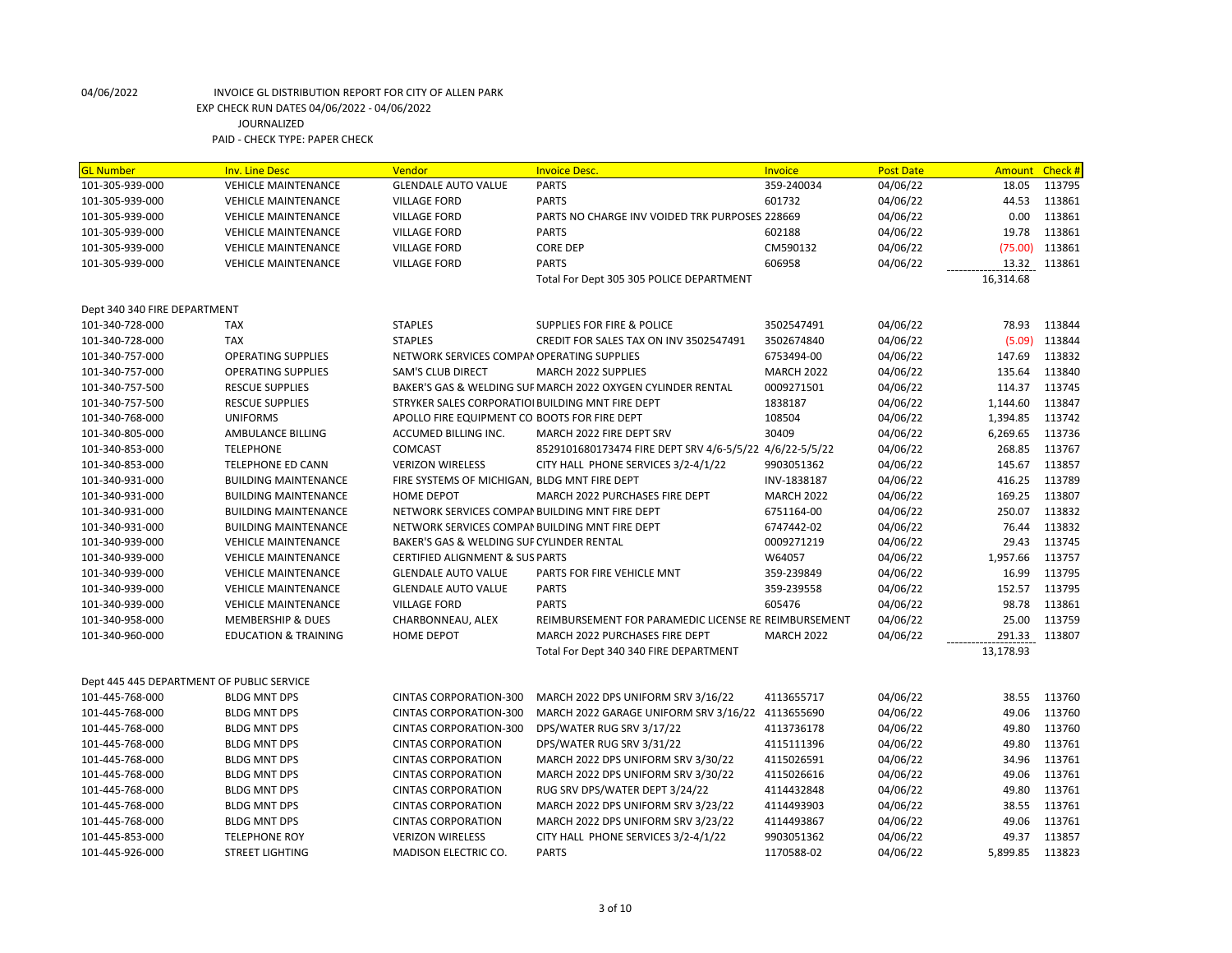04/06/2022 INVOICE GL DISTRIBUTION REPORT FOR CITY OF ALLEN PARK
EXP CHECK RUN DATES 04/06/2022 - 04/06/2022
JOURNALIZED
PAID - CHECK TYPE: PAPER CHECK

| GL Number | Inv. Line Desc | Vendor | Invoice Desc. | Invoice | Post Date | Amount | Check # |
|---|---|---|---|---|---|---|---|
| 101-305-939-000 | VEHICLE MAINTENANCE | GLENDALE AUTO VALUE | PARTS | 359-240034 | 04/06/22 | 18.05 | 113795 |
| 101-305-939-000 | VEHICLE MAINTENANCE | VILLAGE FORD | PARTS | 601732 | 04/06/22 | 44.53 | 113861 |
| 101-305-939-000 | VEHICLE MAINTENANCE | VILLAGE FORD | PARTS NO CHARGE INV VOIDED TRK PURPOSES | 228669 | 04/06/22 | 0.00 | 113861 |
| 101-305-939-000 | VEHICLE MAINTENANCE | VILLAGE FORD | PARTS | 602188 | 04/06/22 | 19.78 | 113861 |
| 101-305-939-000 | VEHICLE MAINTENANCE | VILLAGE FORD | CORE DEP | CM590132 | 04/06/22 | (75.00) | 113861 |
| 101-305-939-000 | VEHICLE MAINTENANCE | VILLAGE FORD | PARTS | 606958 | 04/06/22 | 13.32 | 113861 |
| | | | Total For Dept 305 305 POLICE DEPARTMENT | | | 16,314.68 | |
| Dept 340 340 FIRE DEPARTMENT | | | | | | | |
| 101-340-728-000 | TAX | STAPLES | SUPPLIES FOR FIRE & POLICE | 3502547491 | 04/06/22 | 78.93 | 113844 |
| 101-340-728-000 | TAX | STAPLES | CREDIT FOR SALES TAX ON INV 3502547491 | 3502674840 | 04/06/22 | (5.09) | 113844 |
| 101-340-757-000 | OPERATING SUPPLIES | NETWORK SERVICES COMPAN | OPERATING SUPPLIES | 6753494-00 | 04/06/22 | 147.69 | 113832 |
| 101-340-757-000 | OPERATING SUPPLIES | SAM'S CLUB DIRECT | MARCH 2022 SUPPLIES | MARCH 2022 | 04/06/22 | 135.64 | 113840 |
| 101-340-757-500 | RESCUE SUPPLIES | BAKER'S GAS & WELDING SUF | MARCH 2022 OXYGEN CYLINDER RENTAL | 0009271501 | 04/06/22 | 114.37 | 113745 |
| 101-340-757-500 | RESCUE SUPPLIES | STRYKER SALES CORPORATIO | BUILDING MNT FIRE DEPT | 1838187 | 04/06/22 | 1,144.60 | 113847 |
| 101-340-768-000 | UNIFORMS | APOLLO FIRE EQUIPMENT CO | BOOTS FOR FIRE DEPT | 108504 | 04/06/22 | 1,394.85 | 113742 |
| 101-340-805-000 | AMBULANCE BILLING | ACCUMED BILLING INC. | MARCH 2022 FIRE DEPT SRV | 30409 | 04/06/22 | 6,269.65 | 113736 |
| 101-340-853-000 | TELEPHONE | COMCAST | 8529101680173474 FIRE DEPT SRV 4/6-5/5/22 | 4/6/22-5/5/22 | 04/06/22 | 268.85 | 113767 |
| 101-340-853-000 | TELEPHONE ED CANN | VERIZON WIRELESS | CITY HALL PHONE SERVICES 3/2-4/1/22 | 9903051362 | 04/06/22 | 145.67 | 113857 |
| 101-340-931-000 | BUILDING MAINTENANCE | FIRE SYSTEMS OF MICHIGAN, | BLDG MNT FIRE DEPT | INV-1838187 | 04/06/22 | 416.25 | 113789 |
| 101-340-931-000 | BUILDING MAINTENANCE | HOME DEPOT | MARCH 2022 PURCHASES FIRE DEPT | MARCH 2022 | 04/06/22 | 169.25 | 113807 |
| 101-340-931-000 | BUILDING MAINTENANCE | NETWORK SERVICES COMPAN | BUILDING MNT FIRE DEPT | 6751164-00 | 04/06/22 | 250.07 | 113832 |
| 101-340-931-000 | BUILDING MAINTENANCE | NETWORK SERVICES COMPAN | BUILDING MNT FIRE DEPT | 6747442-02 | 04/06/22 | 76.44 | 113832 |
| 101-340-939-000 | VEHICLE MAINTENANCE | BAKER'S GAS & WELDING SUF | CYLINDER RENTAL | 0009271219 | 04/06/22 | 29.43 | 113745 |
| 101-340-939-000 | VEHICLE MAINTENANCE | CERTIFIED ALIGNMENT & SUS | PARTS | W64057 | 04/06/22 | 1,957.66 | 113757 |
| 101-340-939-000 | VEHICLE MAINTENANCE | GLENDALE AUTO VALUE | PARTS FOR FIRE VEHICLE MNT | 359-239849 | 04/06/22 | 16.99 | 113795 |
| 101-340-939-000 | VEHICLE MAINTENANCE | GLENDALE AUTO VALUE | PARTS | 359-239558 | 04/06/22 | 152.57 | 113795 |
| 101-340-939-000 | VEHICLE MAINTENANCE | VILLAGE FORD | PARTS | 605476 | 04/06/22 | 98.78 | 113861 |
| 101-340-958-000 | MEMBERSHIP & DUES | CHARBONNEAU, ALEX | REIMBURSEMENT FOR PARAMEDIC LICENSE RE | REIMBURSEMENT | 04/06/22 | 25.00 | 113759 |
| 101-340-960-000 | EDUCATION & TRAINING | HOME DEPOT | MARCH 2022 PURCHASES FIRE DEPT | MARCH 2022 | 04/06/22 | 291.33 | 113807 |
| | | | Total For Dept 340 340 FIRE DEPARTMENT | | | 13,178.93 | |
| Dept 445 445 DEPARTMENT OF PUBLIC SERVICE | | | | | | | |
| 101-445-768-000 | BLDG MNT DPS | CINTAS CORPORATION-300 | MARCH 2022 DPS UNIFORM SRV 3/16/22 | 4113655717 | 04/06/22 | 38.55 | 113760 |
| 101-445-768-000 | BLDG MNT DPS | CINTAS CORPORATION-300 | MARCH 2022 GARAGE UNIFORM SRV 3/16/22 | 4113655690 | 04/06/22 | 49.06 | 113760 |
| 101-445-768-000 | BLDG MNT DPS | CINTAS CORPORATION-300 | DPS/WATER RUG SRV 3/17/22 | 4113736178 | 04/06/22 | 49.80 | 113760 |
| 101-445-768-000 | BLDG MNT DPS | CINTAS CORPORATION | DPS/WATER RUG SRV 3/31/22 | 4115111396 | 04/06/22 | 49.80 | 113761 |
| 101-445-768-000 | BLDG MNT DPS | CINTAS CORPORATION | MARCH 2022 DPS UNIFORM SRV 3/30/22 | 4115026591 | 04/06/22 | 34.96 | 113761 |
| 101-445-768-000 | BLDG MNT DPS | CINTAS CORPORATION | MARCH 2022 DPS UNIFORM SRV 3/30/22 | 4115026616 | 04/06/22 | 49.06 | 113761 |
| 101-445-768-000 | BLDG MNT DPS | CINTAS CORPORATION | RUG SRV DPS/WATER DEPT 3/24/22 | 4114432848 | 04/06/22 | 49.80 | 113761 |
| 101-445-768-000 | BLDG MNT DPS | CINTAS CORPORATION | MARCH 2022 DPS UNIFORM SRV 3/23/22 | 4114493903 | 04/06/22 | 38.55 | 113761 |
| 101-445-768-000 | BLDG MNT DPS | CINTAS CORPORATION | MARCH 2022 DPS UNIFORM SRV 3/23/22 | 4114493867 | 04/06/22 | 49.06 | 113761 |
| 101-445-853-000 | TELEPHONE ROY | VERIZON WIRELESS | CITY HALL PHONE SERVICES 3/2-4/1/22 | 9903051362 | 04/06/22 | 49.37 | 113857 |
| 101-445-926-000 | STREET LIGHTING | MADISON ELECTRIC CO. | PARTS | 1170588-02 | 04/06/22 | 5,899.85 | 113823 |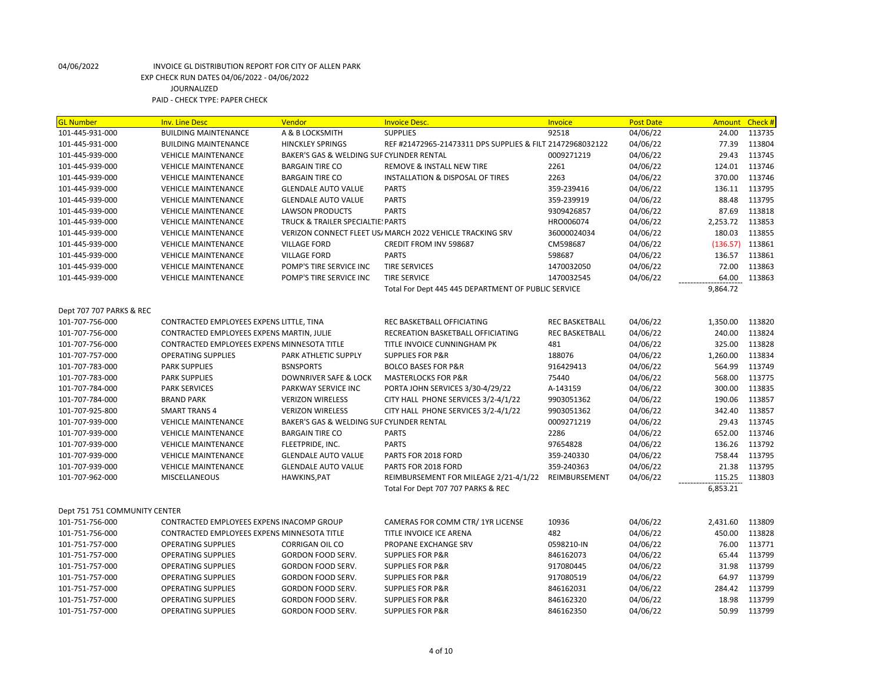04/06/2022 INVOICE GL DISTRIBUTION REPORT FOR CITY OF ALLEN PARK

EXP CHECK RUN DATES 04/06/2022 - 04/06/2022

JOURNALIZED

PAID - CHECK TYPE: PAPER CHECK

| GL Number | Inv. Line Desc | Vendor | Invoice Desc. | Invoice | Post Date | Amount | Check # |
|---|---|---|---|---|---|---|---|
| 101-445-931-000 | BUILDING MAINTENANCE | A & B LOCKSMITH | SUPPLIES | 92518 | 04/06/22 | 24.00 | 113735 |
| 101-445-931-000 | BUILDING MAINTENANCE | HINCKLEY SPRINGS | REF #21472965-21473311 DPS SUPPLIES & FILT | 21472968032122 | 04/06/22 | 77.39 | 113804 |
| 101-445-939-000 | VEHICLE MAINTENANCE | BAKER'S GAS & WELDING SUF | CYLINDER RENTAL | 0009271219 | 04/06/22 | 29.43 | 113745 |
| 101-445-939-000 | VEHICLE MAINTENANCE | BARGAIN TIRE CO | REMOVE & INSTALL NEW TIRE | 2261 | 04/06/22 | 124.01 | 113746 |
| 101-445-939-000 | VEHICLE MAINTENANCE | BARGAIN TIRE CO | INSTALLATION & DISPOSAL OF TIRES | 2263 | 04/06/22 | 370.00 | 113746 |
| 101-445-939-000 | VEHICLE MAINTENANCE | GLENDALE AUTO VALUE | PARTS | 359-239416 | 04/06/22 | 136.11 | 113795 |
| 101-445-939-000 | VEHICLE MAINTENANCE | GLENDALE AUTO VALUE | PARTS | 359-239919 | 04/06/22 | 88.48 | 113795 |
| 101-445-939-000 | VEHICLE MAINTENANCE | LAWSON PRODUCTS | PARTS | 9309426857 | 04/06/22 | 87.69 | 113818 |
| 101-445-939-000 | VEHICLE MAINTENANCE | TRUCK & TRAILER SPECIALTIE! | PARTS | HRO006074 | 04/06/22 | 2,253.72 | 113853 |
| 101-445-939-000 | VEHICLE MAINTENANCE | VERIZON CONNECT FLEET US/ | MARCH 2022 VEHICLE TRACKING SRV | 36000024034 | 04/06/22 | 180.03 | 113855 |
| 101-445-939-000 | VEHICLE MAINTENANCE | VILLAGE FORD | CREDIT FROM INV 598687 | CM598687 | 04/06/22 | (136.57) | 113861 |
| 101-445-939-000 | VEHICLE MAINTENANCE | VILLAGE FORD | PARTS | 598687 | 04/06/22 | 136.57 | 113861 |
| 101-445-939-000 | VEHICLE MAINTENANCE | POMP'S TIRE SERVICE INC | TIRE SERVICES | 1470032050 | 04/06/22 | 72.00 | 113863 |
| 101-445-939-000 | VEHICLE MAINTENANCE | POMP'S TIRE SERVICE INC | TIRE SERVICE | 1470032545 | 04/06/22 | 64.00 | 113863 |
| | | | Total For Dept 445 445 DEPARTMENT OF PUBLIC SERVICE | | | 9,864.72 | |
| Dept 707 707 PARKS & REC | | | | | | | |
| 101-707-756-000 | CONTRACTED EMPLOYEES EXPENS | LITTLE, TINA | REC BASKETBALL OFFICIATING | REC BASKETBALL | 04/06/22 | 1,350.00 | 113820 |
| 101-707-756-000 | CONTRACTED EMPLOYEES EXPENS | MARTIN, JULIE | RECREATION BASKETBALL OFFICIATING | REC BASKETBALL | 04/06/22 | 240.00 | 113824 |
| 101-707-756-000 | CONTRACTED EMPLOYEES EXPENS | MINNESOTA TITLE | TITLE INVOICE CUNNINGHAM PK | 481 | 04/06/22 | 325.00 | 113828 |
| 101-707-757-000 | OPERATING SUPPLIES | PARK ATHLETIC SUPPLY | SUPPLIES FOR P&R | 188076 | 04/06/22 | 1,260.00 | 113834 |
| 101-707-783-000 | PARK SUPPLIES | BSNSPORTS | BOLCO BASES FOR P&R | 916429413 | 04/06/22 | 564.99 | 113749 |
| 101-707-783-000 | PARK SUPPLIES | DOWNRIVER SAFE & LOCK | MASTERLOCKS FOR P&R | 75440 | 04/06/22 | 568.00 | 113775 |
| 101-707-784-000 | PARK SERVICES | PARKWAY SERVICE INC | PORTA JOHN SERVICES 3/30-4/29/22 | A-143159 | 04/06/22 | 300.00 | 113835 |
| 101-707-784-000 | BRAND PARK | VERIZON WIRELESS | CITY HALL PHONE SERVICES 3/2-4/1/22 | 9903051362 | 04/06/22 | 190.06 | 113857 |
| 101-707-925-800 | SMART TRANS 4 | VERIZON WIRELESS | CITY HALL PHONE SERVICES 3/2-4/1/22 | 9903051362 | 04/06/22 | 342.40 | 113857 |
| 101-707-939-000 | VEHICLE MAINTENANCE | BAKER'S GAS & WELDING SUF | CYLINDER RENTAL | 0009271219 | 04/06/22 | 29.43 | 113745 |
| 101-707-939-000 | VEHICLE MAINTENANCE | BARGAIN TIRE CO | PARTS | 2286 | 04/06/22 | 652.00 | 113746 |
| 101-707-939-000 | VEHICLE MAINTENANCE | FLEETPRIDE, INC. | PARTS | 97654828 | 04/06/22 | 136.26 | 113792 |
| 101-707-939-000 | VEHICLE MAINTENANCE | GLENDALE AUTO VALUE | PARTS FOR 2018 FORD | 359-240330 | 04/06/22 | 758.44 | 113795 |
| 101-707-939-000 | VEHICLE MAINTENANCE | GLENDALE AUTO VALUE | PARTS FOR 2018 FORD | 359-240363 | 04/06/22 | 21.38 | 113795 |
| 101-707-962-000 | MISCELLANEOUS | HAWKINS,PAT | REIMBURSEMENT FOR MILEAGE 2/21-4/1/22 | REIMBURSEMENT | 04/06/22 | 115.25 | 113803 |
| | | | Total For Dept 707 707 PARKS & REC | | | 6,853.21 | |
| Dept 751 751 COMMUNITY CENTER | | | | | | | |
| 101-751-756-000 | CONTRACTED EMPLOYEES EXPENS | INACOMP GROUP | CAMERAS FOR COMM CTR/ 1YR LICENSE | 10936 | 04/06/22 | 2,431.60 | 113809 |
| 101-751-756-000 | CONTRACTED EMPLOYEES EXPENS | MINNESOTA TITLE | TITLE INVOICE ICE ARENA | 482 | 04/06/22 | 450.00 | 113828 |
| 101-751-757-000 | OPERATING SUPPLIES | CORRIGAN OIL CO | PROPANE EXCHANGE SRV | 0598210-IN | 04/06/22 | 76.00 | 113771 |
| 101-751-757-000 | OPERATING SUPPLIES | GORDON FOOD SERV. | SUPPLIES FOR P&R | 846162073 | 04/06/22 | 65.44 | 113799 |
| 101-751-757-000 | OPERATING SUPPLIES | GORDON FOOD SERV. | SUPPLIES FOR P&R | 917080445 | 04/06/22 | 31.98 | 113799 |
| 101-751-757-000 | OPERATING SUPPLIES | GORDON FOOD SERV. | SUPPLIES FOR P&R | 917080519 | 04/06/22 | 64.97 | 113799 |
| 101-751-757-000 | OPERATING SUPPLIES | GORDON FOOD SERV. | SUPPLIES FOR P&R | 846162031 | 04/06/22 | 284.42 | 113799 |
| 101-751-757-000 | OPERATING SUPPLIES | GORDON FOOD SERV. | SUPPLIES FOR P&R | 846162320 | 04/06/22 | 18.98 | 113799 |
| 101-751-757-000 | OPERATING SUPPLIES | GORDON FOOD SERV. | SUPPLIES FOR P&R | 846162350 | 04/06/22 | 50.99 | 113799 |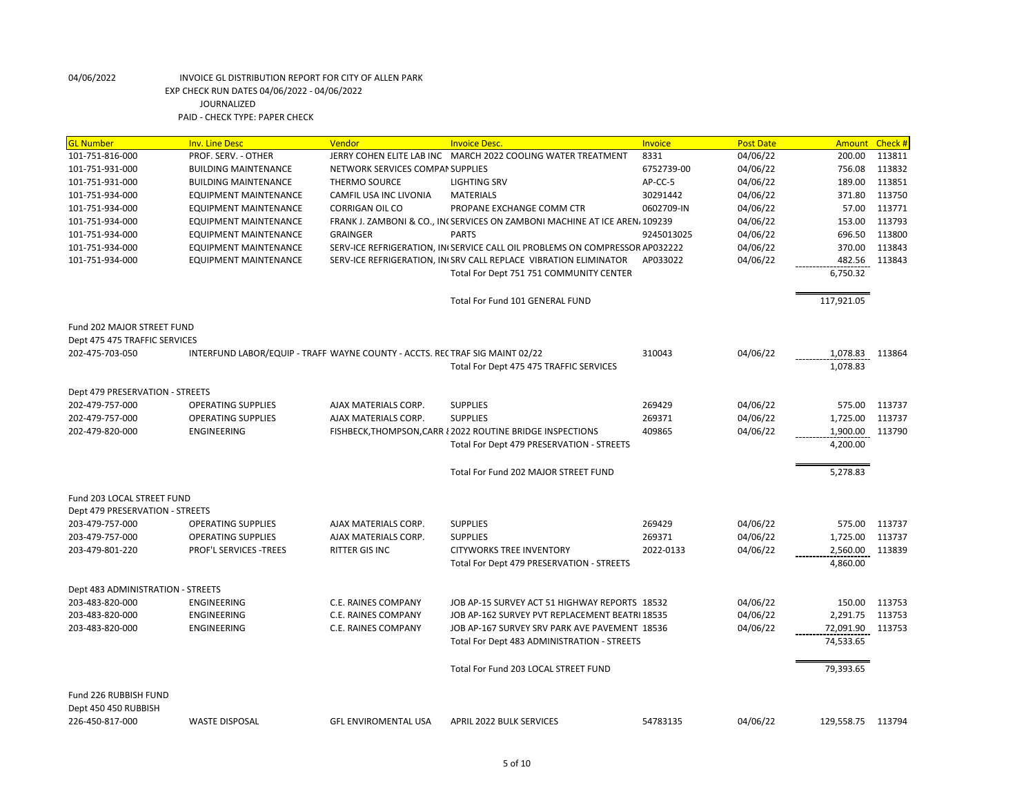04/06/2022 INVOICE GL DISTRIBUTION REPORT FOR CITY OF ALLEN PARK
EXP CHECK RUN DATES 04/06/2022 - 04/06/2022
JOURNALIZED
PAID - CHECK TYPE: PAPER CHECK

| GL Number | Inv. Line Desc | Vendor | Invoice Desc. | Invoice | Post Date | Amount | Check # |
|---|---|---|---|---|---|---|---|
| 101-751-816-000 | PROF. SERV. - OTHER | JERRY COHEN ELITE LAB INC | MARCH 2022 COOLING WATER TREATMENT | 8331 | 04/06/22 | 200.00 | 113811 |
| 101-751-931-000 | BUILDING MAINTENANCE | NETWORK SERVICES COMPAN SUPPLIES | | 6752739-00 | 04/06/22 | 756.08 | 113832 |
| 101-751-931-000 | BUILDING MAINTENANCE | THERMO SOURCE | LIGHTING SRV | AP-CC-5 | 04/06/22 | 189.00 | 113851 |
| 101-751-934-000 | EQUIPMENT MAINTENANCE | CAMFIL USA INC LIVONIA | MATERIALS | 30291442 | 04/06/22 | 371.80 | 113750 |
| 101-751-934-000 | EQUIPMENT MAINTENANCE | CORRIGAN OIL CO | PROPANE EXCHANGE COMM CTR | 0602709-IN | 04/06/22 | 57.00 | 113771 |
| 101-751-934-000 | EQUIPMENT MAINTENANCE | FRANK J. ZAMBONI & CO., IN | SERVICES ON ZAMBONI MACHINE AT ICE AREN | 109239 | 04/06/22 | 153.00 | 113793 |
| 101-751-934-000 | EQUIPMENT MAINTENANCE | GRAINGER | PARTS | 9245013025 | 04/06/22 | 696.50 | 113800 |
| 101-751-934-000 | EQUIPMENT MAINTENANCE | SERV-ICE REFRIGERATION, IN | SERVICE CALL OIL PROBLEMS ON COMPRESSOR | AP032222 | 04/06/22 | 370.00 | 113843 |
| 101-751-934-000 | EQUIPMENT MAINTENANCE | SERV-ICE REFRIGERATION, IN | SRV CALL REPLACE VIBRATION ELIMINATOR | AP033022 | 04/06/22 | 482.56 | 113843 |
| | | | Total For Dept 751 751 COMMUNITY CENTER | | | 6,750.32 | |
| | | | Total For Fund 101 GENERAL FUND | | | 117,921.05 | |
| Fund 202 MAJOR STREET FUND | | | | | | | |
| Dept 475 475 TRAFFIC SERVICES | | | | | | | |
| 202-475-703-050 | INTERFUND LABOR/EQUIP - TRAFF | WAYNE COUNTY - ACCTS. REC | TRAF SIG MAINT 02/22 | 310043 | 04/06/22 | 1,078.83 | 113864 |
| | | | Total For Dept 475 475 TRAFFIC SERVICES | | | 1,078.83 | |
| Dept 479 PRESERVATION - STREETS | | | | | | | |
| 202-479-757-000 | OPERATING SUPPLIES | AJAX MATERIALS CORP. | SUPPLIES | 269429 | 04/06/22 | 575.00 | 113737 |
| 202-479-757-000 | OPERATING SUPPLIES | AJAX MATERIALS CORP. | SUPPLIES | 269371 | 04/06/22 | 1,725.00 | 113737 |
| 202-479-820-000 | ENGINEERING | FISHBECK,THOMPSON,CARR & | 2022 ROUTINE BRIDGE INSPECTIONS | 409865 | 04/06/22 | 1,900.00 | 113790 |
| | | | Total For Dept 479 PRESERVATION - STREETS | | | 4,200.00 | |
| | | | Total For Fund 202 MAJOR STREET FUND | | | 5,278.83 | |
| Fund 203 LOCAL STREET FUND | | | | | | | |
| Dept 479 PRESERVATION - STREETS | | | | | | | |
| 203-479-757-000 | OPERATING SUPPLIES | AJAX MATERIALS CORP. | SUPPLIES | 269429 | 04/06/22 | 575.00 | 113737 |
| 203-479-757-000 | OPERATING SUPPLIES | AJAX MATERIALS CORP. | SUPPLIES | 269371 | 04/06/22 | 1,725.00 | 113737 |
| 203-479-801-220 | PROF'L SERVICES -TREES | RITTER GIS INC | CITYWORKS TREE INVENTORY | 2022-0133 | 04/06/22 | 2,560.00 | 113839 |
| | | | Total For Dept 479 PRESERVATION - STREETS | | | 4,860.00 | |
| Dept 483 ADMINISTRATION - STREETS | | | | | | | |
| 203-483-820-000 | ENGINEERING | C.E. RAINES COMPANY | JOB AP-15 SURVEY ACT 51 HIGHWAY REPORTS | 18532 | 04/06/22 | 150.00 | 113753 |
| 203-483-820-000 | ENGINEERING | C.E. RAINES COMPANY | JOB AP-162 SURVEY PVT REPLACEMENT BEATRI | 18535 | 04/06/22 | 2,291.75 | 113753 |
| 203-483-820-000 | ENGINEERING | C.E. RAINES COMPANY | JOB AP-167 SURVEY SRV PARK AVE PAVEMENT | 18536 | 04/06/22 | 72,091.90 | 113753 |
| | | | Total For Dept 483 ADMINISTRATION - STREETS | | | 74,533.65 | |
| | | | Total For Fund 203 LOCAL STREET FUND | | | 79,393.65 | |
| Fund 226 RUBBISH FUND | | | | | | | |
| Dept 450 450 RUBBISH | | | | | | | |
| 226-450-817-000 | WASTE DISPOSAL | GFL ENVIROMENTAL USA | APRIL 2022 BULK SERVICES | 54783135 | 04/06/22 | 129,558.75 | 113794 |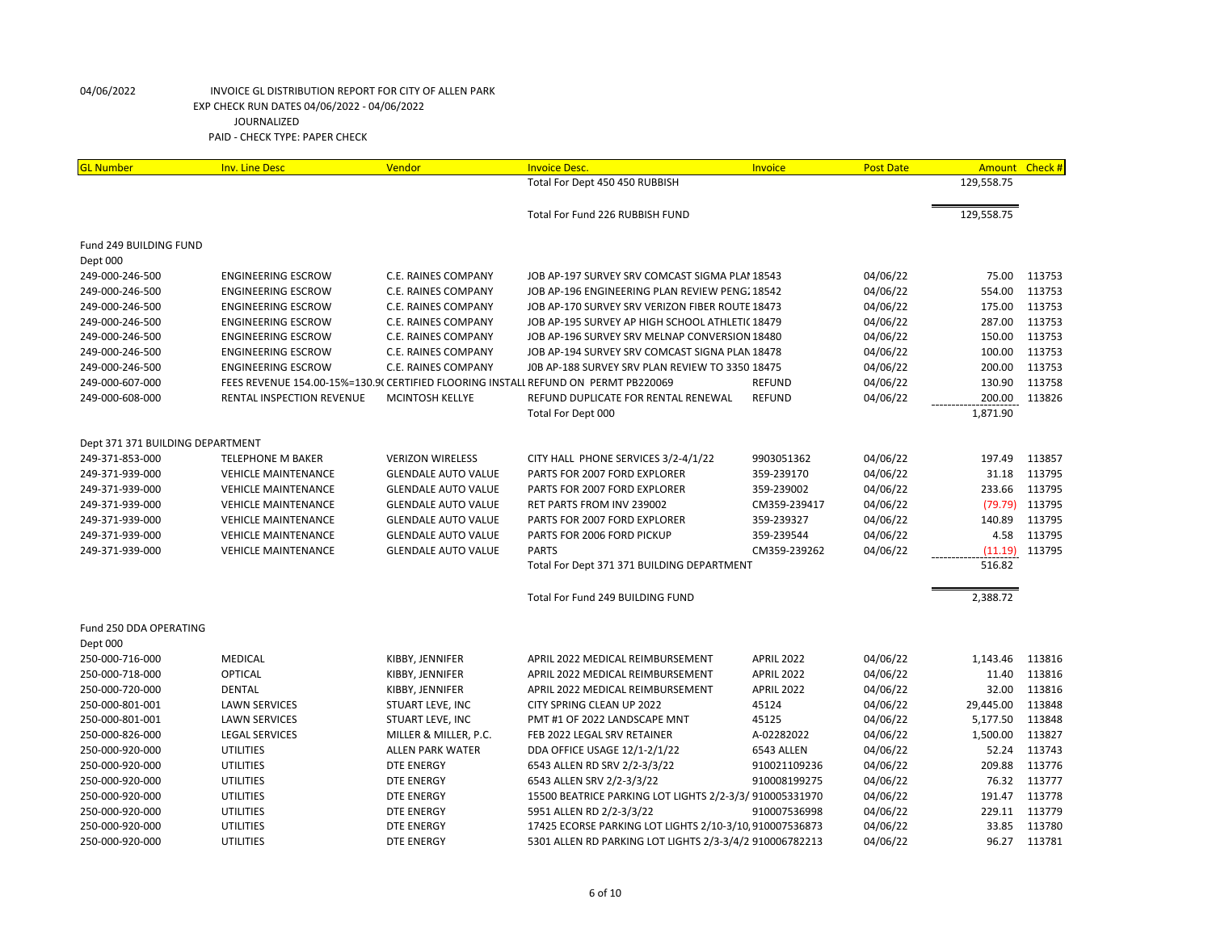04/06/2022 INVOICE GL DISTRIBUTION REPORT FOR CITY OF ALLEN PARK
EXP CHECK RUN DATES 04/06/2022 - 04/06/2022
JOURNALIZED
PAID - CHECK TYPE: PAPER CHECK

| GL Number | Inv. Line Desc | Vendor | Invoice Desc. | Invoice | Post Date | Amount | Check # |
|---|---|---|---|---|---|---|---|
| | | | Total For Dept 450 450 RUBBISH | | | 129,558.75 | |
| | | | Total For Fund 226 RUBBISH FUND | | | 129,558.75 | |
| Fund 249 BUILDING FUND | | | | | | | |
| Dept 000 | | | | | | | |
| 249-000-246-500 | ENGINEERING ESCROW | C.E. RAINES COMPANY | JOB AP-197 SURVEY SRV COMCAST SIGMA PLAI | 18543 | 04/06/22 | 75.00 | 113753 |
| 249-000-246-500 | ENGINEERING ESCROW | C.E. RAINES COMPANY | JOB AP-196 ENGINEERING PLAN REVIEW PENG | 18542 | 04/06/22 | 554.00 | 113753 |
| 249-000-246-500 | ENGINEERING ESCROW | C.E. RAINES COMPANY | JOB AP-170 SURVEY SRV VERIZON FIBER ROUTE | 18473 | 04/06/22 | 175.00 | 113753 |
| 249-000-246-500 | ENGINEERING ESCROW | C.E. RAINES COMPANY | JOB AP-195 SURVEY AP HIGH SCHOOL ATHLETIC | 18479 | 04/06/22 | 287.00 | 113753 |
| 249-000-246-500 | ENGINEERING ESCROW | C.E. RAINES COMPANY | JOB AP-196 SURVEY SRV MELNAP CONVERSION | 18480 | 04/06/22 | 150.00 | 113753 |
| 249-000-246-500 | ENGINEERING ESCROW | C.E. RAINES COMPANY | JOB AP-194 SURVEY SRV COMCAST SIGNA PLAN | 18478 | 04/06/22 | 100.00 | 113753 |
| 249-000-246-500 | ENGINEERING ESCROW | C.E. RAINES COMPANY | JOB AP-188 SURVEY SRV PLAN REVIEW TO 3350 | 18475 | 04/06/22 | 200.00 | 113753 |
| 249-000-607-000 | FEES REVENUE 154.00-15%=130.9 | CERTIFIED FLOORING INSTALL | REFUND ON PERMT PB220069 | REFUND | 04/06/22 | 130.90 | 113758 |
| 249-000-608-000 | RENTAL INSPECTION REVENUE | MCINTOSH KELLYE | REFUND DUPLICATE FOR RENTAL RENEWAL | REFUND | 04/06/22 | 200.00 | 113826 |
| | | | Total For Dept 000 | | | 1,871.90 | |
| Dept 371 371 BUILDING DEPARTMENT | | | | | | | |
| 249-371-853-000 | TELEPHONE M BAKER | VERIZON WIRELESS | CITY HALL PHONE SERVICES 3/2-4/1/22 | 9903051362 | 04/06/22 | 197.49 | 113857 |
| 249-371-939-000 | VEHICLE MAINTENANCE | GLENDALE AUTO VALUE | PARTS FOR 2007 FORD EXPLORER | 359-239170 | 04/06/22 | 31.18 | 113795 |
| 249-371-939-000 | VEHICLE MAINTENANCE | GLENDALE AUTO VALUE | PARTS FOR 2007 FORD EXPLORER | 359-239002 | 04/06/22 | 233.66 | 113795 |
| 249-371-939-000 | VEHICLE MAINTENANCE | GLENDALE AUTO VALUE | RET PARTS FROM INV 239002 | CM359-239417 | 04/06/22 | (79.79) | 113795 |
| 249-371-939-000 | VEHICLE MAINTENANCE | GLENDALE AUTO VALUE | PARTS FOR 2007 FORD EXPLORER | 359-239327 | 04/06/22 | 140.89 | 113795 |
| 249-371-939-000 | VEHICLE MAINTENANCE | GLENDALE AUTO VALUE | PARTS FOR 2006 FORD PICKUP | 359-239544 | 04/06/22 | 4.58 | 113795 |
| 249-371-939-000 | VEHICLE MAINTENANCE | GLENDALE AUTO VALUE | PARTS | CM359-239262 | 04/06/22 | (11.19) | 113795 |
| | | | Total For Dept 371 371 BUILDING DEPARTMENT | | | 516.82 | |
| | | | Total For Fund 249 BUILDING FUND | | | 2,388.72 | |
| Fund 250 DDA OPERATING | | | | | | | |
| Dept 000 | | | | | | | |
| 250-000-716-000 | MEDICAL | KIBBY, JENNIFER | APRIL 2022 MEDICAL REIMBURSEMENT | APRIL 2022 | 04/06/22 | 1,143.46 | 113816 |
| 250-000-718-000 | OPTICAL | KIBBY, JENNIFER | APRIL 2022 MEDICAL REIMBURSEMENT | APRIL 2022 | 04/06/22 | 11.40 | 113816 |
| 250-000-720-000 | DENTAL | KIBBY, JENNIFER | APRIL 2022 MEDICAL REIMBURSEMENT | APRIL 2022 | 04/06/22 | 32.00 | 113816 |
| 250-000-801-001 | LAWN SERVICES | STUART LEVE, INC | CITY SPRING CLEAN UP 2022 | 45124 | 04/06/22 | 29,445.00 | 113848 |
| 250-000-801-001 | LAWN SERVICES | STUART LEVE, INC | PMT #1 OF 2022 LANDSCAPE MNT | 45125 | 04/06/22 | 5,177.50 | 113848 |
| 250-000-826-000 | LEGAL SERVICES | MILLER & MILLER, P.C. | FEB 2022 LEGAL SRV RETAINER | A-02282022 | 04/06/22 | 1,500.00 | 113827 |
| 250-000-920-000 | UTILITIES | ALLEN PARK WATER | DDA OFFICE USAGE 12/1-2/1/22 | 6543 ALLEN | 04/06/22 | 52.24 | 113743 |
| 250-000-920-000 | UTILITIES | DTE ENERGY | 6543 ALLEN RD SRV 2/2-3/3/22 | 910021109236 | 04/06/22 | 209.88 | 113776 |
| 250-000-920-000 | UTILITIES | DTE ENERGY | 6543 ALLEN SRV 2/2-3/3/22 | 910008199275 | 04/06/22 | 76.32 | 113777 |
| 250-000-920-000 | UTILITIES | DTE ENERGY | 15500 BEATRICE PARKING LOT LIGHTS 2/2-3/3/ | 910005331970 | 04/06/22 | 191.47 | 113778 |
| 250-000-920-000 | UTILITIES | DTE ENERGY | 5951 ALLEN RD 2/2-3/3/22 | 910007536998 | 04/06/22 | 229.11 | 113779 |
| 250-000-920-000 | UTILITIES | DTE ENERGY | 17425 ECORSE PARKING LOT LIGHTS 2/10-3/10, | 910007536873 | 04/06/22 | 33.85 | 113780 |
| 250-000-920-000 | UTILITIES | DTE ENERGY | 5301 ALLEN RD PARKING LOT LIGHTS 2/3-3/4/2 | 910006782213 | 04/06/22 | 96.27 | 113781 |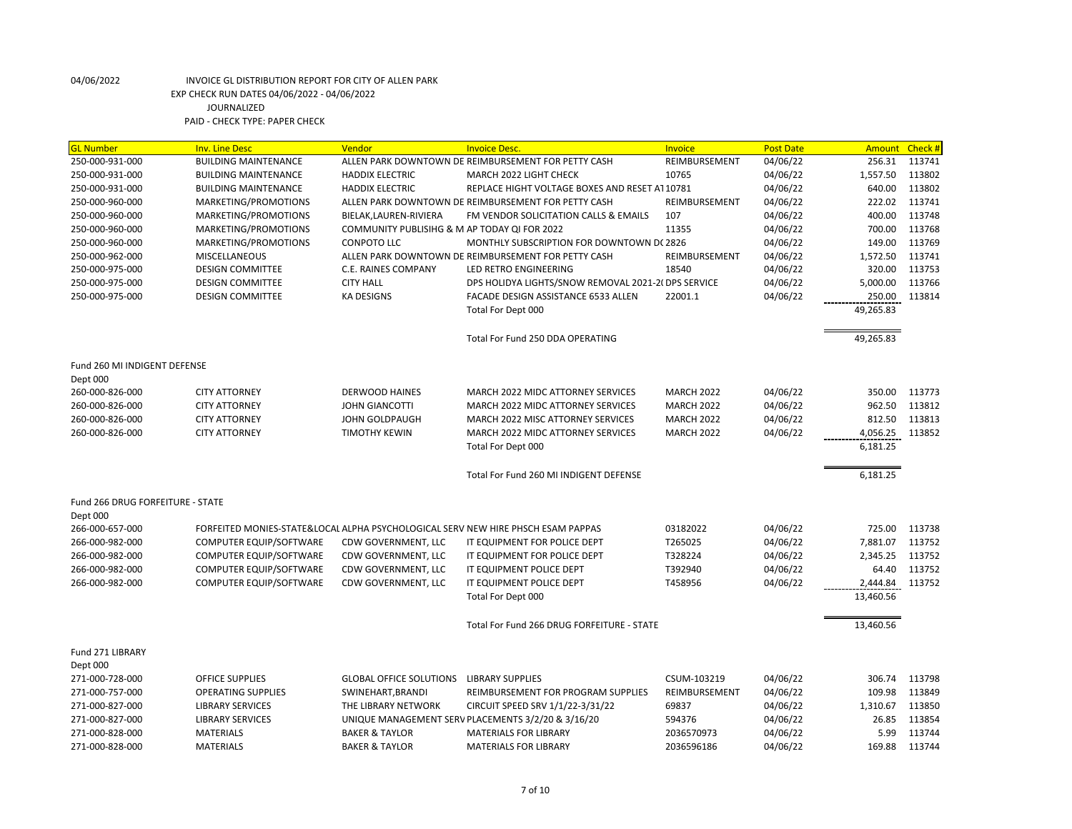04/06/2022 INVOICE GL DISTRIBUTION REPORT FOR CITY OF ALLEN PARK
EXP CHECK RUN DATES 04/06/2022 - 04/06/2022
JOURNALIZED
PAID - CHECK TYPE: PAPER CHECK

| GL Number | Inv. Line Desc | Vendor | Invoice Desc. | Invoice | Post Date | Amount | Check # |
|---|---|---|---|---|---|---|---|
| 250-000-931-000 | BUILDING MAINTENANCE | ALLEN PARK DOWNTOWN DE | REIMBURSEMENT FOR PETTY CASH | REIMBURSEMENT | 04/06/22 | 256.31 | 113741 |
| 250-000-931-000 | BUILDING MAINTENANCE | HADDIX ELECTRIC | MARCH 2022 LIGHT CHECK | 10765 | 04/06/22 | 1,557.50 | 113802 |
| 250-000-931-000 | BUILDING MAINTENANCE | HADDIX ELECTRIC | REPLACE HIGHT VOLTAGE BOXES AND RESET AT | 10781 | 04/06/22 | 640.00 | 113802 |
| 250-000-960-000 | MARKETING/PROMOTIONS | ALLEN PARK DOWNTOWN DE | REIMBURSEMENT FOR PETTY CASH | REIMBURSEMENT | 04/06/22 | 222.02 | 113741 |
| 250-000-960-000 | MARKETING/PROMOTIONS | BIELAK,LAUREN-RIVIERA | FM VENDOR SOLICITATION CALLS & EMAILS | 107 | 04/06/22 | 400.00 | 113748 |
| 250-000-960-000 | MARKETING/PROMOTIONS | COMMUNITY PUBLISIHG & M | AP TODAY QI FOR 2022 | 11355 | 04/06/22 | 700.00 | 113768 |
| 250-000-960-000 | MARKETING/PROMOTIONS | CONPOTO LLC | MONTHLY SUBSCRIPTION FOR DOWNTOWN D( | 2826 | 04/06/22 | 149.00 | 113769 |
| 250-000-962-000 | MISCELLANEOUS | ALLEN PARK DOWNTOWN DE | REIMBURSEMENT FOR PETTY CASH | REIMBURSEMENT | 04/06/22 | 1,572.50 | 113741 |
| 250-000-975-000 | DESIGN COMMITTEE | C.E. RAINES COMPANY | LED RETRO ENGINEERING | 18540 | 04/06/22 | 320.00 | 113753 |
| 250-000-975-000 | DESIGN COMMITTEE | CITY HALL | DPS HOLIDYA LIGHTS/SNOW REMOVAL 2021-2( | DPS SERVICE | 04/06/22 | 5,000.00 | 113766 |
| 250-000-975-000 | DESIGN COMMITTEE | KA DESIGNS | FACADE DESIGN ASSISTANCE 6533 ALLEN | 22001.1 | 04/06/22 | 250.00 | 113814 |
| | | | Total For Dept 000 | | | 49,265.83 | |
| | | | Total For Fund 250 DDA OPERATING | | | 49,265.83 | |
| Fund 260 MI INDIGENT DEFENSE | | | | | | | |
| Dept 000 | | | | | | | |
| 260-000-826-000 | CITY ATTORNEY | DERWOOD HAINES | MARCH 2022 MIDC ATTORNEY SERVICES | MARCH 2022 | 04/06/22 | 350.00 | 113773 |
| 260-000-826-000 | CITY ATTORNEY | JOHN GIANCOTTI | MARCH 2022 MIDC ATTORNEY SERVICES | MARCH 2022 | 04/06/22 | 962.50 | 113812 |
| 260-000-826-000 | CITY ATTORNEY | JOHN GOLDPAUGH | MARCH 2022 MISC ATTORNEY SERVICES | MARCH 2022 | 04/06/22 | 812.50 | 113813 |
| 260-000-826-000 | CITY ATTORNEY | TIMOTHY KEWIN | MARCH 2022 MIDC ATTORNEY SERVICES | MARCH 2022 | 04/06/22 | 4,056.25 | 113852 |
| | | | Total For Dept 000 | | | 6,181.25 | |
| | | | Total For Fund 260 MI INDIGENT DEFENSE | | | 6,181.25 | |
| Fund 266 DRUG FORFEITURE - STATE | | | | | | | |
| Dept 000 | | | | | | | |
| 266-000-657-000 | FORFEITED MONIES-STATE&LOCAL | ALPHA PSYCHOLOGICAL SERV | NEW HIRE PHSCH ESAM PAPPAS | 03182022 | 04/06/22 | 725.00 | 113738 |
| 266-000-982-000 | COMPUTER EQUIP/SOFTWARE | CDW GOVERNMENT, LLC | IT EQUIPMENT FOR POLICE DEPT | T265025 | 04/06/22 | 7,881.07 | 113752 |
| 266-000-982-000 | COMPUTER EQUIP/SOFTWARE | CDW GOVERNMENT, LLC | IT EQUIPMENT FOR POLICE DEPT | T328224 | 04/06/22 | 2,345.25 | 113752 |
| 266-000-982-000 | COMPUTER EQUIP/SOFTWARE | CDW GOVERNMENT, LLC | IT EQUIPMENT POLICE DEPT | T392940 | 04/06/22 | 64.40 | 113752 |
| 266-000-982-000 | COMPUTER EQUIP/SOFTWARE | CDW GOVERNMENT, LLC | IT EQUIPMENT POLICE DEPT | T458956 | 04/06/22 | 2,444.84 | 113752 |
| | | | Total For Dept 000 | | | 13,460.56 | |
| | | | Total For Fund 266 DRUG FORFEITURE - STATE | | | 13,460.56 | |
| Fund 271 LIBRARY | | | | | | | |
| Dept 000 | | | | | | | |
| 271-000-728-000 | OFFICE SUPPLIES | GLOBAL OFFICE SOLUTIONS | LIBRARY SUPPLIES | CSUM-103219 | 04/06/22 | 306.74 | 113798 |
| 271-000-757-000 | OPERATING SUPPLIES | SWINEHART,BRANDI | REIMBURSEMENT FOR PROGRAM SUPPLIES | REIMBURSEMENT | 04/06/22 | 109.98 | 113849 |
| 271-000-827-000 | LIBRARY SERVICES | THE LIBRARY NETWORK | CIRCUIT SPEED SRV 1/1/22-3/31/22 | 69837 | 04/06/22 | 1,310.67 | 113850 |
| 271-000-827-000 | LIBRARY SERVICES | UNIQUE MANAGEMENT SERV | PLACEMENTS 3/2/20 & 3/16/20 | 594376 | 04/06/22 | 26.85 | 113854 |
| 271-000-828-000 | MATERIALS | BAKER & TAYLOR | MATERIALS FOR LIBRARY | 2036570973 | 04/06/22 | 5.99 | 113744 |
| 271-000-828-000 | MATERIALS | BAKER & TAYLOR | MATERIALS FOR LIBRARY | 2036596186 | 04/06/22 | 169.88 | 113744 |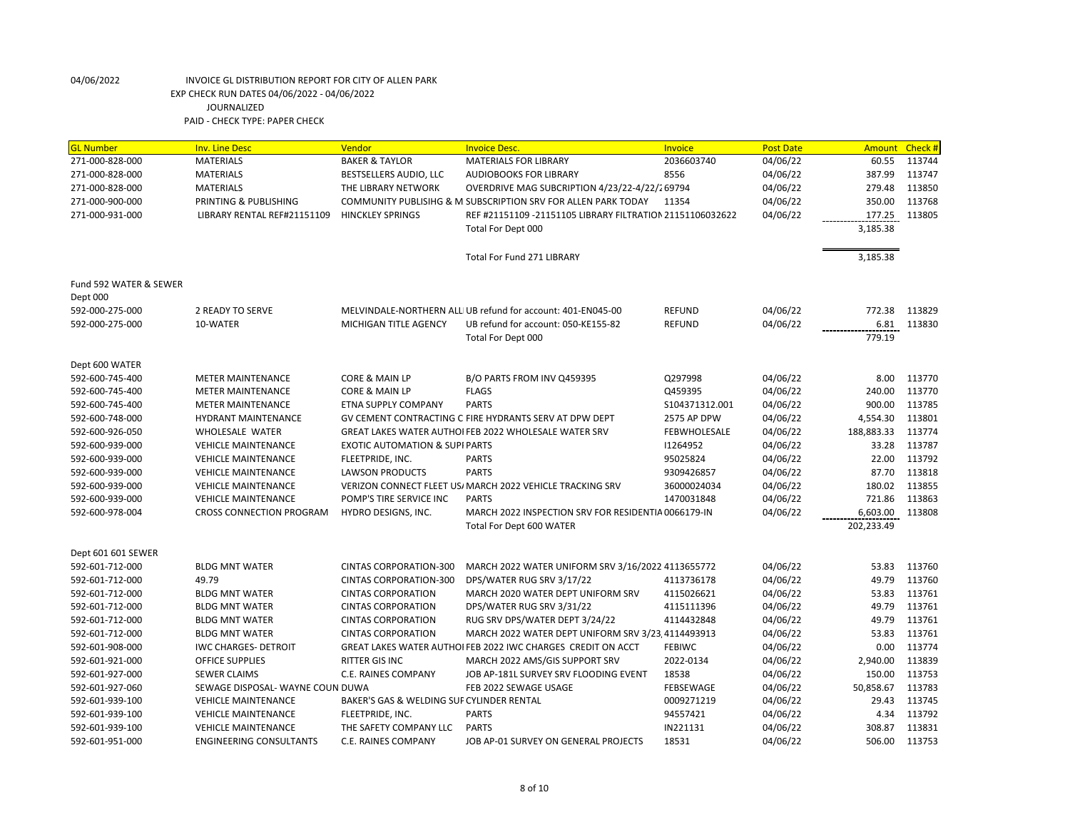04/06/2022 INVOICE GL DISTRIBUTION REPORT FOR CITY OF ALLEN PARK
EXP CHECK RUN DATES 04/06/2022 - 04/06/2022
JOURNALIZED
PAID - CHECK TYPE: PAPER CHECK

| GL Number | Inv. Line Desc | Vendor | Invoice Desc. | Invoice | Post Date | Amount | Check # |
|---|---|---|---|---|---|---|---|
| 271-000-828-000 | MATERIALS | BAKER & TAYLOR | MATERIALS FOR LIBRARY | 2036603740 | 04/06/22 | 60.55 | 113744 |
| 271-000-828-000 | MATERIALS | BESTSELLERS AUDIO, LLC | AUDIOBOOKS FOR LIBRARY | 8556 | 04/06/22 | 387.99 | 113747 |
| 271-000-828-000 | MATERIALS | THE LIBRARY NETWORK | OVERDRIVE MAG SUBCRIPTION 4/23/22-4/22/2 | 69794 | 04/06/22 | 279.48 | 113850 |
| 271-000-900-000 | PRINTING & PUBLISHING | COMMUNITY PUBLISIHG & M | SUBSCRIPTION SRV FOR ALLEN PARK TODAY | 11354 | 04/06/22 | 350.00 | 113768 |
| 271-000-931-000 | LIBRARY RENTAL REF#21151109 | HINCKLEY SPRINGS | REF #21151109 -21151105 LIBRARY FILTRATION | 21151106032622 | 04/06/22 | 177.25 | 113805 |
| | | | Total For Dept 000 | | | 3,185.38 | |
| | | | | | | | |
| | | | Total For Fund 271 LIBRARY | | | 3,185.38 | |
| | | | | | | | |
| Fund 592 WATER & SEWER | | | | | | | |
| Dept 000 | | | | | | | |
| 592-000-275-000 | 2 READY TO SERVE | MELVINDALE-NORTHERN ALL | UB refund for account: 401-EN045-00 | REFUND | 04/06/22 | 772.38 | 113829 |
| 592-000-275-000 | 10-WATER | MICHIGAN TITLE AGENCY | UB refund for account: 050-KE155-82 | REFUND | 04/06/22 | 6.81 | 113830 |
| | | | Total For Dept 000 | | | 779.19 | |
| | | | | | | | |
| Dept 600 WATER | | | | | | | |
| 592-600-745-400 | METER MAINTENANCE | CORE & MAIN LP | B/O PARTS FROM INV Q459395 | Q297998 | 04/06/22 | 8.00 | 113770 |
| 592-600-745-400 | METER MAINTENANCE | CORE & MAIN LP | FLAGS | Q459395 | 04/06/22 | 240.00 | 113770 |
| 592-600-745-400 | METER MAINTENANCE | ETNA SUPPLY COMPANY | PARTS | S104371312.001 | 04/06/22 | 900.00 | 113785 |
| 592-600-748-000 | HYDRANT MAINTENANCE | GV CEMENT CONTRACTING C | FIRE HYDRANTS SERV AT DPW DEPT | 2575 AP DPW | 04/06/22 | 4,554.30 | 113801 |
| 592-600-926-050 | WHOLESALE WATER | GREAT LAKES WATER AUTHOI | FEB 2022 WHOLESALE WATER SRV | FEBWHOLESALE | 04/06/22 | 188,883.33 | 113774 |
| 592-600-939-000 | VEHICLE MAINTENANCE | EXOTIC AUTOMATION & SUPI | PARTS | I1264952 | 04/06/22 | 33.28 | 113787 |
| 592-600-939-000 | VEHICLE MAINTENANCE | FLEETPRIDE, INC. | PARTS | 95025824 | 04/06/22 | 22.00 | 113792 |
| 592-600-939-000 | VEHICLE MAINTENANCE | LAWSON PRODUCTS | PARTS | 9309426857 | 04/06/22 | 87.70 | 113818 |
| 592-600-939-000 | VEHICLE MAINTENANCE | VERIZON CONNECT FLEET US/ | MARCH 2022 VEHICLE TRACKING SRV | 36000024034 | 04/06/22 | 180.02 | 113855 |
| 592-600-939-000 | VEHICLE MAINTENANCE | POMP'S TIRE SERVICE INC | PARTS | 1470031848 | 04/06/22 | 721.86 | 113863 |
| 592-600-978-004 | CROSS CONNECTION PROGRAM | HYDRO DESIGNS, INC. | MARCH 2022 INSPECTION SRV FOR RESIDENTIA | 0066179-IN | 04/06/22 | 6,603.00 | 113808 |
| | | | Total For Dept 600 WATER | | | 202,233.49 | |
| | | | | | | | |
| Dept 601 601 SEWER | | | | | | | |
| 592-601-712-000 | BLDG MNT WATER | CINTAS CORPORATION-300 | MARCH 2022 WATER UNIFORM SRV 3/16/2022 | 4113655772 | 04/06/22 | 53.83 | 113760 |
| 592-601-712-000 | 49.79 | CINTAS CORPORATION-300 | DPS/WATER RUG SRV 3/17/22 | 4113736178 | 04/06/22 | 49.79 | 113760 |
| 592-601-712-000 | BLDG MNT WATER | CINTAS CORPORATION | MARCH 2020 WATER DEPT UNIFORM SRV | 4115026621 | 04/06/22 | 53.83 | 113761 |
| 592-601-712-000 | BLDG MNT WATER | CINTAS CORPORATION | DPS/WATER RUG SRV 3/31/22 | 4115111396 | 04/06/22 | 49.79 | 113761 |
| 592-601-712-000 | BLDG MNT WATER | CINTAS CORPORATION | RUG SRV DPS/WATER DEPT 3/24/22 | 4114432848 | 04/06/22 | 49.79 | 113761 |
| 592-601-712-000 | BLDG MNT WATER | CINTAS CORPORATION | MARCH 2022 WATER DEPT UNIFORM SRV 3/23 | 4114493913 | 04/06/22 | 53.83 | 113761 |
| 592-601-908-000 | IWC CHARGES- DETROIT | GREAT LAKES WATER AUTHOI | FEB 2022 IWC CHARGES CREDIT ON ACCT | FEBIWC | 04/06/22 | 0.00 | 113774 |
| 592-601-921-000 | OFFICE SUPPLIES | RITTER GIS INC | MARCH 2022 AMS/GIS SUPPORT SRV | 2022-0134 | 04/06/22 | 2,940.00 | 113839 |
| 592-601-927-000 | SEWER CLAIMS | C.E. RAINES COMPANY | JOB AP-181L SURVEY SRV FLOODING EVENT | 18538 | 04/06/22 | 150.00 | 113753 |
| 592-601-927-060 | SEWAGE DISPOSAL- WAYNE COUN | DUWA | FEB 2022 SEWAGE USAGE | FEBSEWAGE | 04/06/22 | 50,858.67 | 113783 |
| 592-601-939-100 | VEHICLE MAINTENANCE | BAKER'S GAS & WELDING SUF | CYLINDER RENTAL | 0009271219 | 04/06/22 | 29.43 | 113745 |
| 592-601-939-100 | VEHICLE MAINTENANCE | FLEETPRIDE, INC. | PARTS | 94557421 | 04/06/22 | 4.34 | 113792 |
| 592-601-939-100 | VEHICLE MAINTENANCE | THE SAFETY COMPANY LLC | PARTS | IN221131 | 04/06/22 | 308.87 | 113831 |
| 592-601-951-000 | ENGINEERING CONSULTANTS | C.E. RAINES COMPANY | JOB AP-01 SURVEY ON GENERAL PROJECTS | 18531 | 04/06/22 | 506.00 | 113753 |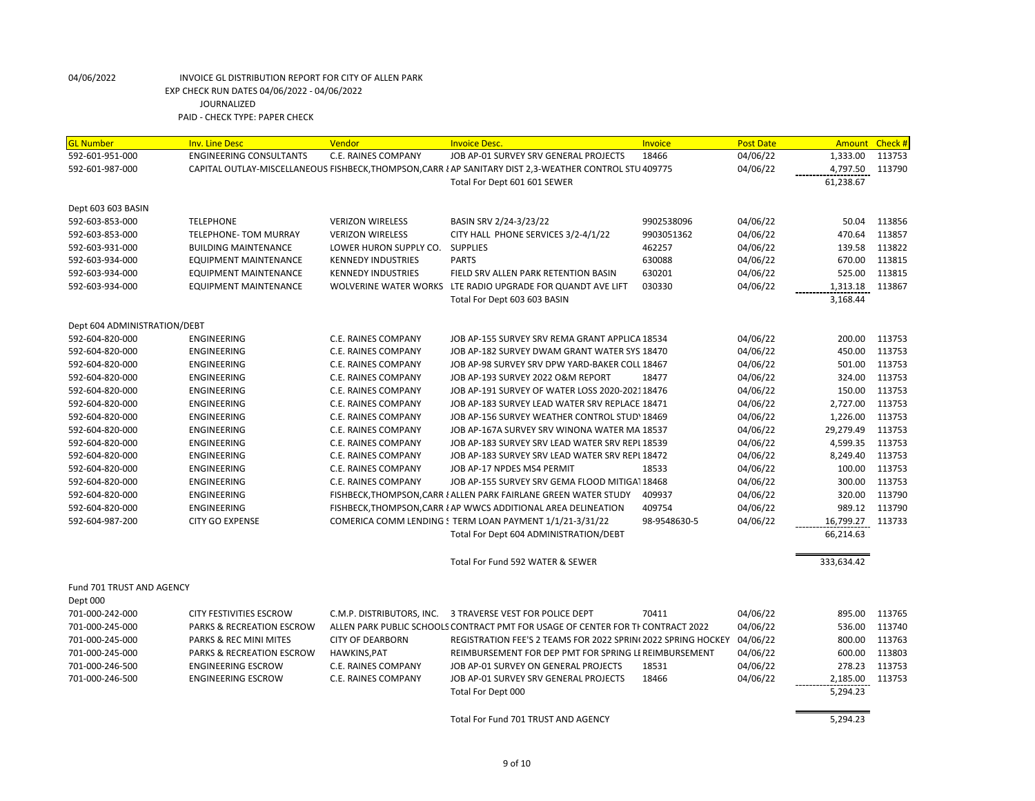04/06/2022 INVOICE GL DISTRIBUTION REPORT FOR CITY OF ALLEN PARK

EXP CHECK RUN DATES 04/06/2022 - 04/06/2022

JOURNALIZED

PAID - CHECK TYPE: PAPER CHECK

| GL Number | Inv. Line Desc | Vendor | Invoice Desc. | Invoice | Post Date | Amount | Check # |
|---|---|---|---|---|---|---|---|
| 592-601-951-000 | ENGINEERING CONSULTANTS | C.E. RAINES COMPANY | JOB AP-01 SURVEY SRV GENERAL PROJECTS | 18466 | 04/06/22 | 1,333.00 | 113753 |
| 592-601-987-000 | CAPITAL OUTLAY-MISCELLANEOUS | FISHBECK,THOMPSON,CARR & | AP SANITARY DIST 2,3-WEATHER CONTROL STU | 409775 | 04/06/22 | 4,797.50 | 113790 |
| | | | Total For Dept 601 601 SEWER | | | 61,238.67 | |
| Dept 603 603 BASIN | | | | | | | |
| 592-603-853-000 | TELEPHONE | VERIZON WIRELESS | BASIN SRV 2/24-3/23/22 | 9902538096 | 04/06/22 | 50.04 | 113856 |
| 592-603-853-000 | TELEPHONE- TOM MURRAY | VERIZON WIRELESS | CITY HALL PHONE SERVICES 3/2-4/1/22 | 9903051362 | 04/06/22 | 470.64 | 113857 |
| 592-603-931-000 | BUILDING MAINTENANCE | LOWER HURON SUPPLY CO. | SUPPLIES | 462257 | 04/06/22 | 139.58 | 113822 |
| 592-603-934-000 | EQUIPMENT MAINTENANCE | KENNEDY INDUSTRIES | PARTS | 630088 | 04/06/22 | 670.00 | 113815 |
| 592-603-934-000 | EQUIPMENT MAINTENANCE | KENNEDY INDUSTRIES | FIELD SRV ALLEN PARK RETENTION BASIN | 630201 | 04/06/22 | 525.00 | 113815 |
| 592-603-934-000 | EQUIPMENT MAINTENANCE | WOLVERINE WATER WORKS | LTE RADIO UPGRADE FOR QUANDT AVE LIFT | 030330 | 04/06/22 | 1,313.18 | 113867 |
| | | | Total For Dept 603 603 BASIN | | | 3,168.44 | |
| Dept 604 ADMINISTRATION/DEBT | | | | | | | |
| 592-604-820-000 | ENGINEERING | C.E. RAINES COMPANY | JOB AP-155 SURVEY SRV REMA GRANT APPLICA | 18534 | 04/06/22 | 200.00 | 113753 |
| 592-604-820-000 | ENGINEERING | C.E. RAINES COMPANY | JOB AP-182 SURVEY DWAM GRANT WATER SYS | 18470 | 04/06/22 | 450.00 | 113753 |
| 592-604-820-000 | ENGINEERING | C.E. RAINES COMPANY | JOB AP-98 SURVEY SRV DPW YARD-BAKER COLL | 18467 | 04/06/22 | 501.00 | 113753 |
| 592-604-820-000 | ENGINEERING | C.E. RAINES COMPANY | JOB AP-193 SURVEY 2022 O&M REPORT | 18477 | 04/06/22 | 324.00 | 113753 |
| 592-604-820-000 | ENGINEERING | C.E. RAINES COMPANY | JOB AP-191 SURVEY OF WATER LOSS 2020-2021 | 18476 | 04/06/22 | 150.00 | 113753 |
| 592-604-820-000 | ENGINEERING | C.E. RAINES COMPANY | JOB AP-183 SURVEY LEAD WATER SRV REPLACE | 18471 | 04/06/22 | 2,727.00 | 113753 |
| 592-604-820-000 | ENGINEERING | C.E. RAINES COMPANY | JOB AP-156 SURVEY WEATHER CONTROL STUDY | 18469 | 04/06/22 | 1,226.00 | 113753 |
| 592-604-820-000 | ENGINEERING | C.E. RAINES COMPANY | JOB AP-167A SURVEY SRV WINONA WATER MA | 18537 | 04/06/22 | 29,279.49 | 113753 |
| 592-604-820-000 | ENGINEERING | C.E. RAINES COMPANY | JOB AP-183 SURVEY SRV LEAD WATER SRV REPL | 18539 | 04/06/22 | 4,599.35 | 113753 |
| 592-604-820-000 | ENGINEERING | C.E. RAINES COMPANY | JOB AP-183 SURVEY SRV LEAD WATER SRV REPL | 18472 | 04/06/22 | 8,249.40 | 113753 |
| 592-604-820-000 | ENGINEERING | C.E. RAINES COMPANY | JOB AP-17 NPDES MS4 PERMIT | 18533 | 04/06/22 | 100.00 | 113753 |
| 592-604-820-000 | ENGINEERING | C.E. RAINES COMPANY | JOB AP-155 SURVEY SRV GEMA FLOOD MITIGAT | 18468 | 04/06/22 | 300.00 | 113753 |
| 592-604-820-000 | ENGINEERING | FISHBECK,THOMPSON,CARR & | ALLEN PARK FAIRLANE GREEN WATER STUDY | 409937 | 04/06/22 | 320.00 | 113790 |
| 592-604-820-000 | ENGINEERING | FISHBECK,THOMPSON,CARR & | AP WWCS ADDITIONAL AREA DELINEATION | 409754 | 04/06/22 | 989.12 | 113790 |
| 592-604-987-200 | CITY GO EXPENSE | COMERICA COMM LENDING S | TERM LOAN PAYMENT 1/1/21-3/31/22 | 98-9548630-5 | 04/06/22 | 16,799.27 | 113733 |
| | | | Total For Dept 604 ADMINISTRATION/DEBT | | | 66,214.63 | |
| | | | Total For Fund 592 WATER & SEWER | | | 333,634.42 | |
| Fund 701 TRUST AND AGENCY | | | | | | | |
| Dept 000 | | | | | | | |
| 701-000-242-000 | CITY FESTIVITIES ESCROW | C.M.P. DISTRIBUTORS, INC. | 3 TRAVERSE VEST FOR POLICE DEPT | 70411 | 04/06/22 | 895.00 | 113765 |
| 701-000-245-000 | PARKS & RECREATION ESCROW | ALLEN PARK PUBLIC SCHOOLS | CONTRACT PMT FOR USAGE OF CENTER FOR TH | CONTRACT 2022 | 04/06/22 | 536.00 | 113740 |
| 701-000-245-000 | PARKS & REC MINI MITES | CITY OF DEARBORN | REGISTRATION FEE'S 2 TEAMS FOR 2022 SPRING | 2022 SPRING HOCKEY | 04/06/22 | 800.00 | 113763 |
| 701-000-245-000 | PARKS & RECREATION ESCROW | HAWKINS,PAT | REIMBURSEMENT FOR DEP PMT FOR SPRING LE | REIMBURSEMENT | 04/06/22 | 600.00 | 113803 |
| 701-000-246-500 | ENGINEERING ESCROW | C.E. RAINES COMPANY | JOB AP-01 SURVEY ON GENERAL PROJECTS | 18531 | 04/06/22 | 278.23 | 113753 |
| 701-000-246-500 | ENGINEERING ESCROW | C.E. RAINES COMPANY | JOB AP-01 SURVEY SRV GENERAL PROJECTS | 18466 | 04/06/22 | 2,185.00 | 113753 |
| | | | Total For Dept 000 | | | 5,294.23 | |
| | | | Total For Fund 701 TRUST AND AGENCY | | | 5,294.23 | |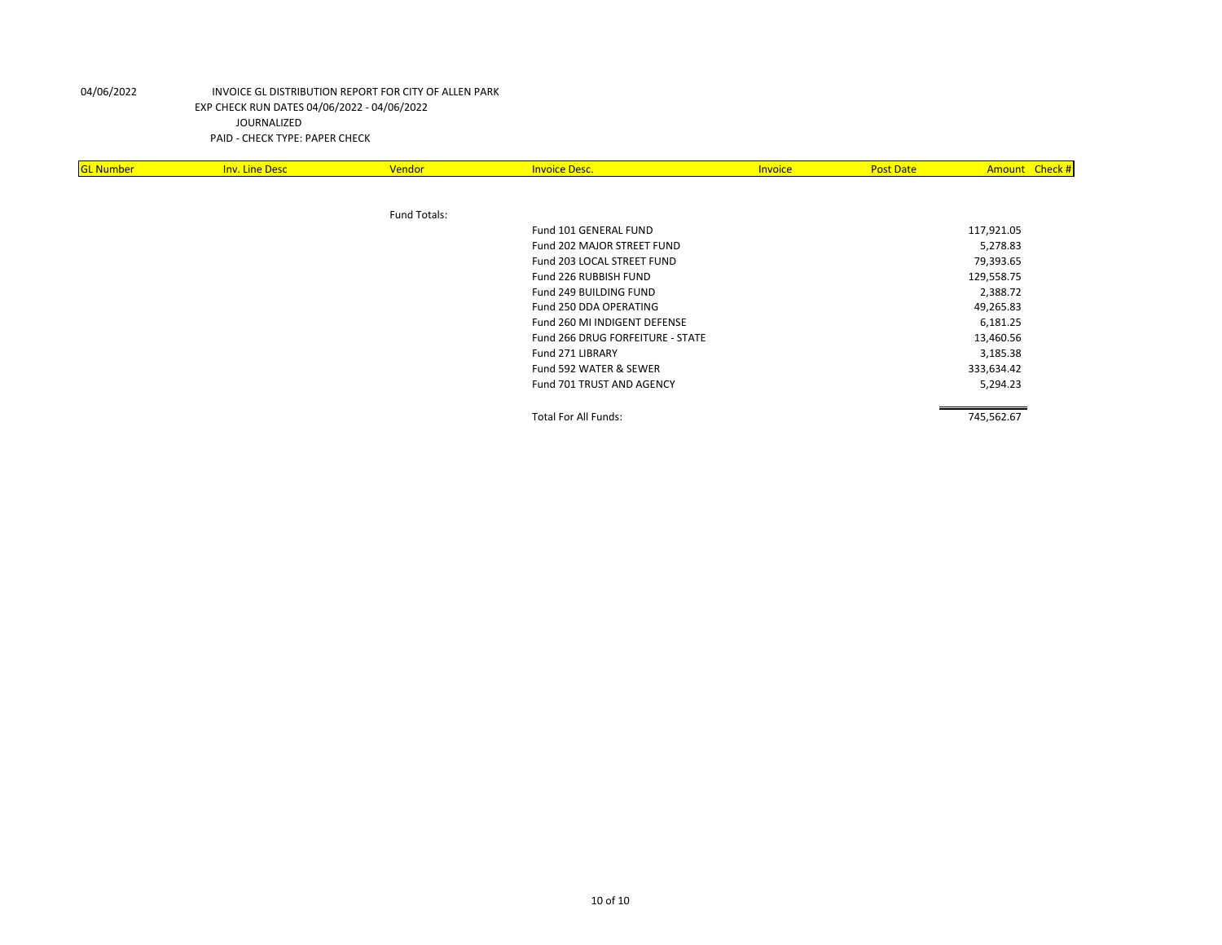04/06/2022 INVOICE GL DISTRIBUTION REPORT FOR CITY OF ALLEN PARK

EXP CHECK RUN DATES 04/06/2022 - 04/06/2022

JOURNALIZED

PAID - CHECK TYPE: PAPER CHECK

| GL Number | Inv. Line Desc | Vendor | Invoice Desc. | Invoice | Post Date | Amount | Check # |
|---|---|---|---|---|---|---|---|
| | | Fund Totals: | | | | | |
| | | | Fund 101 GENERAL FUND | | | 117,921.05 | |
| | | | Fund 202 MAJOR STREET FUND | | | 5,278.83 | |
| | | | Fund 203 LOCAL STREET FUND | | | 79,393.65 | |
| | | | Fund 226 RUBBISH FUND | | | 129,558.75 | |
| | | | Fund 249 BUILDING FUND | | | 2,388.72 | |
| | | | Fund 250 DDA OPERATING | | | 49,265.83 | |
| | | | Fund 260 MI INDIGENT DEFENSE | | | 6,181.25 | |
| | | | Fund 266 DRUG FORFEITURE - STATE | | | 13,460.56 | |
| | | | Fund 271 LIBRARY | | | 3,185.38 | |
| | | | Fund 592 WATER & SEWER | | | 333,634.42 | |
| | | | Fund 701 TRUST AND AGENCY | | | 5,294.23 | |
| | | | Total For All Funds: | | | 745,562.67 | |